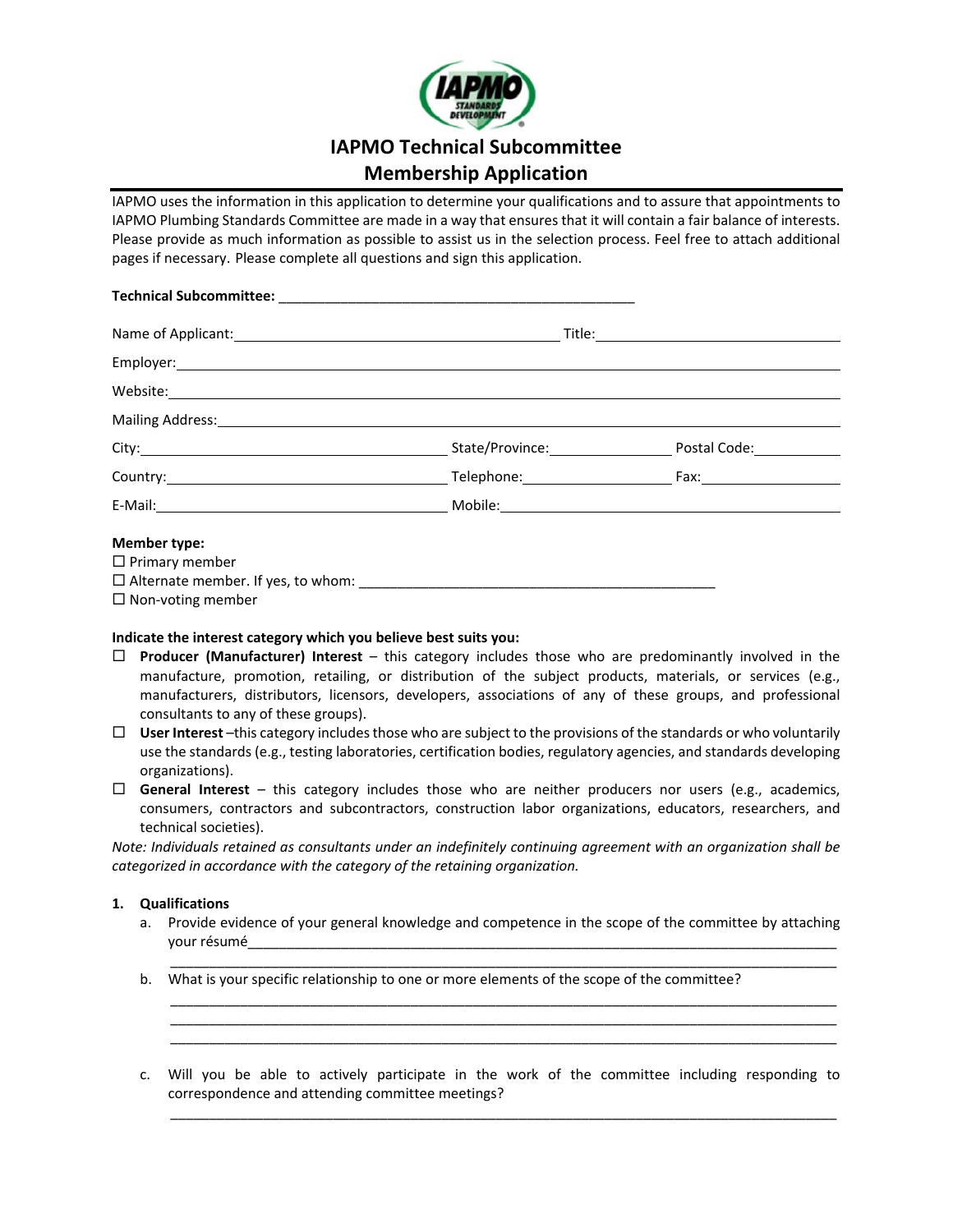# IAPMO Technical Subcommittee Membership Application

IAPMO uses the information in this application to determine your qualifications and to assure that appointments to IAPMO Plumbing Standards Committee are made in a way that ensures that it will contain a fair balance of interests. Please provide as much information as possible to assist us in the selection process. Feel free to attach additional pages if necessary. Please complete all questions and sign this application.

**Technical Subcommittee:** _______________________________________________

Name of Applicant: ______________________________ Title: ______________________________

Employer: ______________________________________________________________

Website: ______________________________________________________________

Mailing Address: ______________________________________________________________

City: ______________________________ State/Province: ______________ Postal Code: __________

Country: ______________________________ Telephone: ______________ Fax: ______________

E-Mail: ______________________________ Mobile: ______________________________

**Member type:**

☐ Primary member

☐ Alternate member. If yes, to whom: _______________________________________________

☐ Non-voting member

**Indicate the interest category which you believe best suits you:**

☐ **Producer (Manufacturer) Interest** – this category includes those who are predominantly involved in the manufacture, promotion, retailing, or distribution of the subject products, materials, or services (e.g., manufacturers, distributors, licensors, developers, associations of any of these groups, and professional consultants to any of these groups).

☐ **User Interest** –this category includes those who are subject to the provisions of the standards or who voluntarily use the standards (e.g., testing laboratories, certification bodies, regulatory agencies, and standards developing organizations).

☐ **General Interest** – this category includes those who are neither producers nor users (e.g., academics, consumers, contractors and subcontractors, construction labor organizations, educators, researchers, and technical societies).

*Note: Individuals retained as consultants under an indefinitely continuing agreement with an organization shall be categorized in accordance with the category of the retaining organization.*

**1. Qualifications**

a. Provide evidence of your general knowledge and competence in the scope of the committee by attaching your résumé_______________________________________________________________

_______________________________________________________________________________

b. What is your specific relationship to one or more elements of the scope of the committee?

_______________________________________________________________________________

_______________________________________________________________________________

_______________________________________________________________________________

c. Will you be able to actively participate in the work of the committee including responding to correspondence and attending committee meetings?

_______________________________________________________________________________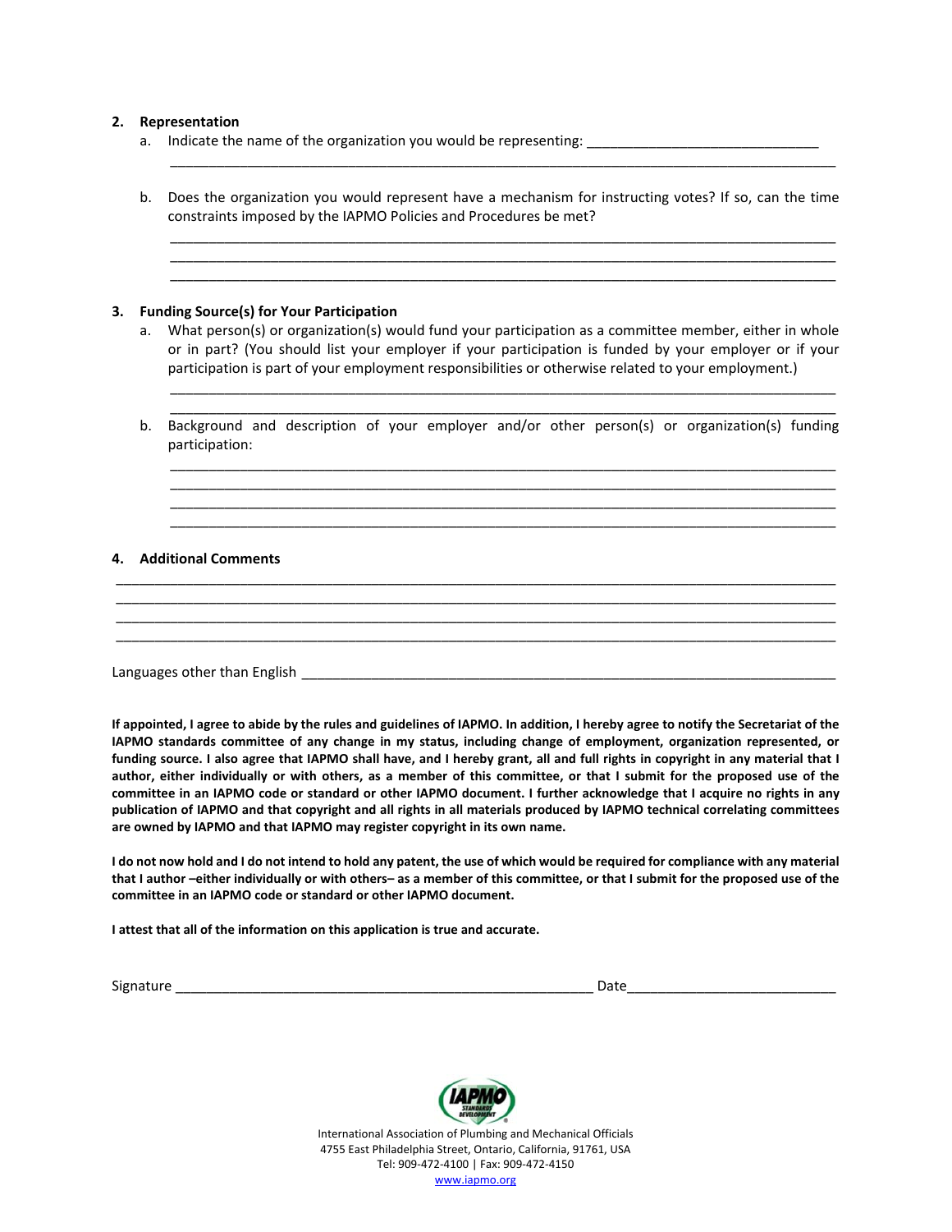2. **Representation**
   a. Indicate the name of the organization you would be representing: ______________________________
   ________________________________________________________________________________________

   b. Does the organization you would represent have a mechanism for instructing votes? If so, can the time constraints imposed by the IAPMO Policies and Procedures be met?
   ________________________________________________________________________________________
   ________________________________________________________________________________________
   ________________________________________________________________________________________

3. **Funding Source(s) for Your Participation**
   a. What person(s) or organization(s) would fund your participation as a committee member, either in whole or in part? (You should list your employer if your participation is funded by your employer or if your participation is part of your employment responsibilities or otherwise related to your employment.)
   ________________________________________________________________________________________
   ________________________________________________________________________________________

   b. Background and description of your employer and/or other person(s) or organization(s) funding participation:
   ________________________________________________________________________________________
   ________________________________________________________________________________________
   ________________________________________________________________________________________
   ________________________________________________________________________________________

4. **Additional Comments**

________________________________________________________________________________________
________________________________________________________________________________________
________________________________________________________________________________________
________________________________________________________________________________________

Languages other than English ____________________________________________________________

**If appointed, I agree to abide by the rules and guidelines of IAPMO. In addition, I hereby agree to notify the Secretariat of the IAPMO standards committee of any change in my status, including change of employment, organization represented, or funding source. I also agree that IAPMO shall have, and I hereby grant, all and full rights in copyright in any material that I author, either individually or with others, as a member of this committee, or that I submit for the proposed use of the committee in an IAPMO code or standard or other IAPMO document. I further acknowledge that I acquire no rights in any publication of IAPMO and that copyright and all rights in all materials produced by IAPMO technical correlating committees are owned by IAPMO and that IAPMO may register copyright in its own name.**

**I do not now hold and I do not intend to hold any patent, the use of which would be required for compliance with any material that I author –either individually or with others– as a member of this committee, or that I submit for the proposed use of the committee in an IAPMO code or standard or other IAPMO document.**

**I attest that all of the information on this application is true and accurate.**

Signature _______________________________________________ Date___________________________

International Association of Plumbing and Mechanical Officials
4755 East Philadelphia Street, Ontario, California, 91761, USA
Tel: 909-472-4100 | Fax: 909-472-4150
www.iapmo.org